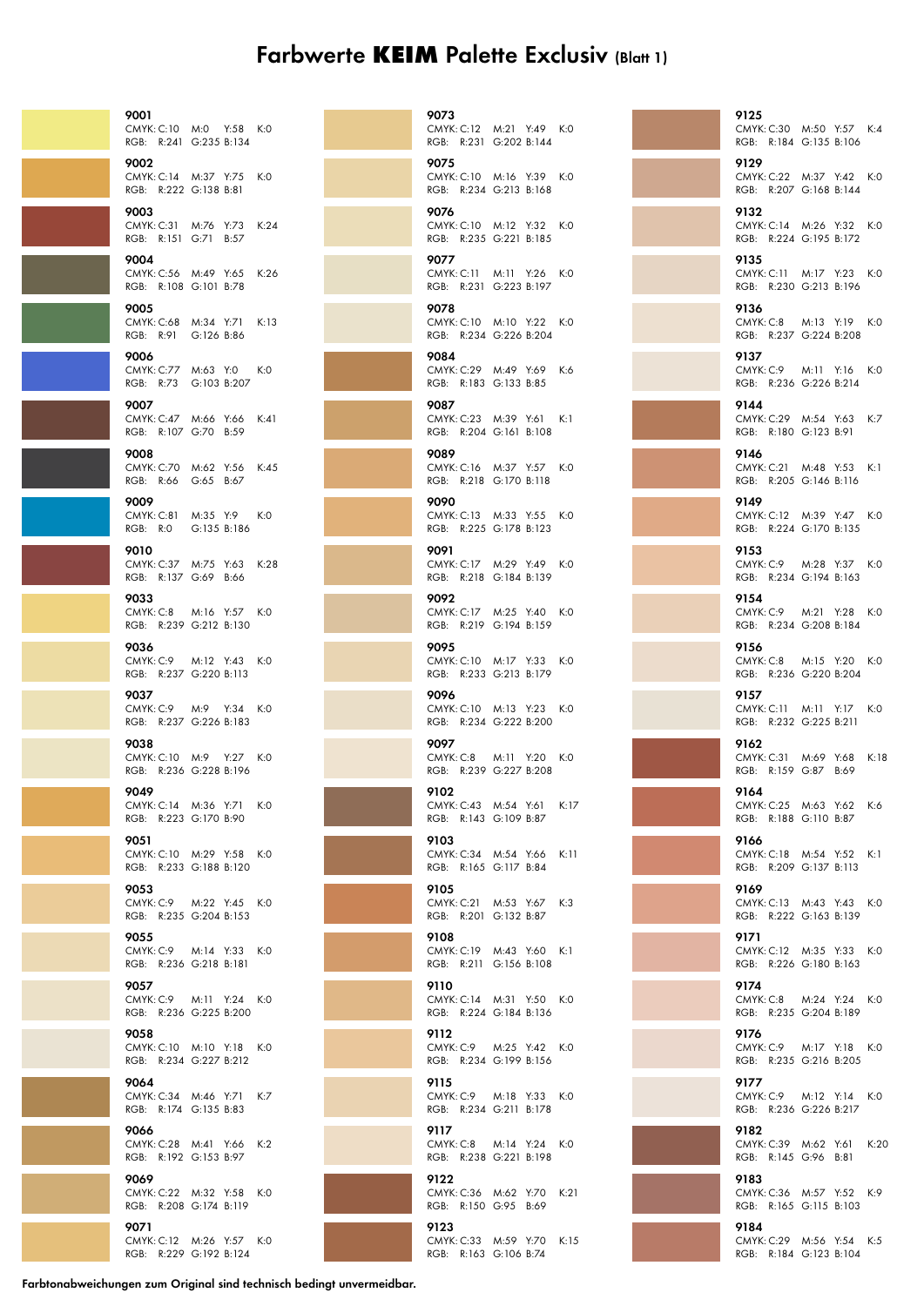# Farbwerte **KEIM** Palette Exclusiv (Blatt 1)

| Farbton | CMYK C | CMYK M | CMYK Y | CMYK K | RGB R | RGB G | RGB B |
|---|---|---|---|---|---|---|---|
| 9001 | 10 | 0 | 58 | 0 | 241 | 235 | 134 |
| 9002 | 14 | 37 | 75 | 0 | 222 | 138 | 81 |
| 9003 | 31 | 76 | 73 | 24 | 151 | 71 | 57 |
| 9004 | 56 | 49 | 65 | 26 | 108 | 101 | 78 |
| 9005 | 68 | 34 | 71 | 13 | 91 | 126 | 86 |
| 9006 | 77 | 63 | 0 | 0 | 73 | 103 | 207 |
| 9007 | 47 | 66 | 66 | 41 | 107 | 70 | 59 |
| 9008 | 70 | 62 | 56 | 45 | 66 | 65 | 67 |
| 9009 | 81 | 35 | 9 | 0 | 0 | 135 | 186 |
| 9010 | 37 | 75 | 63 | 28 | 137 | 69 | 66 |
| 9033 | 8 | 16 | 57 | 0 | 239 | 212 | 130 |
| 9036 | 9 | 12 | 43 | 0 | 237 | 220 | 113 |
| 9037 | 9 | 9 | 34 | 0 | 237 | 226 | 183 |
| 9038 | 10 | 9 | 27 | 0 | 236 | 228 | 196 |
| 9049 | 14 | 36 | 71 | 0 | 223 | 170 | 90 |
| 9051 | 10 | 29 | 58 | 0 | 233 | 188 | 120 |
| 9053 | 9 | 22 | 45 | 0 | 235 | 204 | 153 |
| 9055 | 9 | 14 | 33 | 0 | 236 | 218 | 181 |
| 9057 | 9 | 11 | 24 | 0 | 236 | 225 | 200 |
| 9058 | 10 | 10 | 18 | 0 | 234 | 227 | 212 |
| 9064 | 34 | 46 | 71 | 7 | 174 | 135 | 83 |
| 9066 | 28 | 41 | 66 | 2 | 192 | 153 | 97 |
| 9069 | 22 | 32 | 58 | 0 | 208 | 174 | 119 |
| 9071 | 12 | 26 | 57 | 0 | 229 | 192 | 124 |
| 9073 | 12 | 21 | 49 | 0 | 231 | 202 | 144 |
| 9075 | 10 | 16 | 39 | 0 | 234 | 213 | 168 |
| 9076 | 10 | 12 | 32 | 0 | 235 | 221 | 185 |
| 9077 | 11 | 11 | 26 | 0 | 231 | 223 | 197 |
| 9078 | 10 | 10 | 22 | 0 | 234 | 226 | 204 |
| 9084 | 29 | 49 | 69 | 6 | 183 | 133 | 85 |
| 9087 | 23 | 39 | 61 | 1 | 204 | 161 | 108 |
| 9089 | 16 | 37 | 57 | 0 | 218 | 170 | 118 |
| 9090 | 13 | 33 | 55 | 0 | 225 | 178 | 123 |
| 9091 | 17 | 29 | 49 | 0 | 218 | 184 | 139 |
| 9092 | 17 | 25 | 40 | 0 | 219 | 194 | 159 |
| 9095 | 10 | 17 | 33 | 0 | 233 | 213 | 179 |
| 9096 | 10 | 13 | 23 | 0 | 234 | 222 | 200 |
| 9097 | 8 | 11 | 20 | 0 | 239 | 227 | 208 |
| 9102 | 43 | 54 | 61 | 17 | 143 | 109 | 87 |
| 9103 | 34 | 54 | 66 | 11 | 165 | 117 | 84 |
| 9105 | 21 | 53 | 67 | 3 | 201 | 132 | 87 |
| 9108 | 19 | 43 | 60 | 1 | 211 | 156 | 108 |
| 9110 | 14 | 31 | 50 | 0 | 224 | 184 | 136 |
| 9112 | 9 | 25 | 42 | 0 | 234 | 199 | 156 |
| 9115 | 9 | 18 | 33 | 0 | 234 | 211 | 178 |
| 9117 | 8 | 14 | 24 | 0 | 238 | 221 | 198 |
| 9122 | 36 | 62 | 70 | 21 | 150 | 95 | 69 |
| 9123 | 33 | 59 | 70 | 15 | 163 | 106 | 74 |
| 9125 | 30 | 50 | 57 | 4 | 184 | 135 | 106 |
| 9129 | 22 | 37 | 42 | 0 | 207 | 168 | 144 |
| 9132 | 14 | 26 | 32 | 0 | 224 | 195 | 172 |
| 9135 | 11 | 17 | 23 | 0 | 230 | 213 | 196 |
| 9136 | 8 | 13 | 19 | 0 | 237 | 224 | 208 |
| 9137 | 9 | 11 | 16 | 0 | 236 | 226 | 214 |
| 9144 | 29 | 54 | 63 | 7 | 180 | 123 | 91 |
| 9146 | 21 | 48 | 53 | 1 | 205 | 146 | 116 |
| 9149 | 12 | 39 | 47 | 0 | 224 | 170 | 135 |
| 9153 | 9 | 28 | 37 | 0 | 234 | 194 | 163 |
| 9154 | 9 | 21 | 28 | 0 | 234 | 208 | 184 |
| 9156 | 8 | 15 | 20 | 0 | 236 | 220 | 204 |
| 9157 | 11 | 11 | 17 | 0 | 232 | 225 | 211 |
| 9162 | 31 | 69 | 68 | 18 | 159 | 87 | 69 |
| 9164 | 25 | 63 | 62 | 6 | 188 | 110 | 87 |
| 9166 | 18 | 54 | 52 | 1 | 209 | 137 | 113 |
| 9169 | 13 | 43 | 43 | 0 | 222 | 163 | 139 |
| 9171 | 12 | 35 | 33 | 0 | 226 | 180 | 163 |
| 9174 | 8 | 24 | 24 | 0 | 235 | 204 | 189 |
| 9176 | 9 | 17 | 18 | 0 | 235 | 216 | 205 |
| 9177 | 9 | 12 | 14 | 0 | 236 | 226 | 217 |
| 9182 | 39 | 62 | 61 | 20 | 145 | 96 | 81 |
| 9183 | 36 | 57 | 52 | 9 | 165 | 115 | 103 |
| 9184 | 29 | 56 | 54 | 5 | 184 | 123 | 104 |

**Farbtonabweichungen zum Original sind technisch bedingt unvermeidbar.**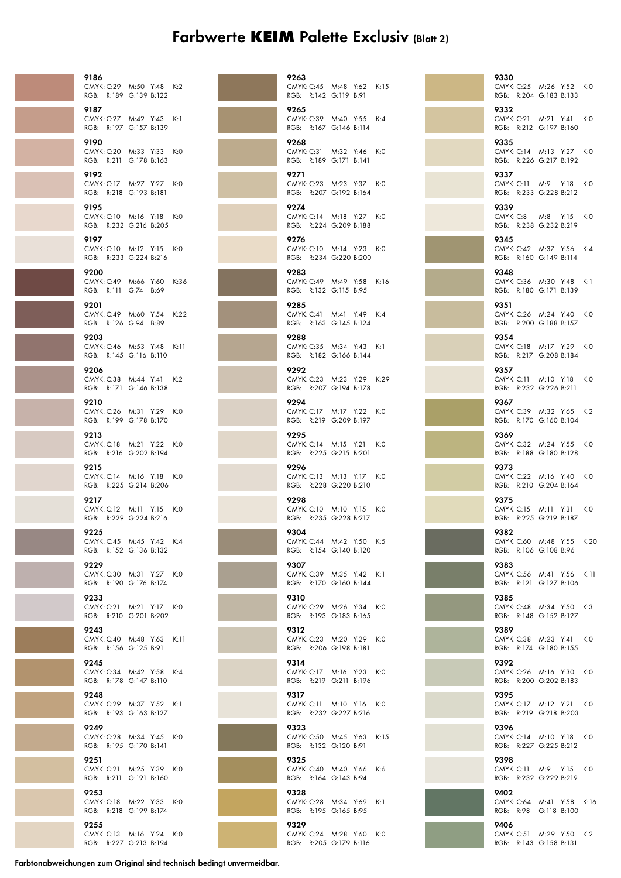# Farbwerte **KEIM** Palette Exclusiv (Blatt 2)

| Nr. | CMYK | RGB |
|---|---|---|
| 9186 | C:29 M:50 Y:48 K:2 | R:189 G:139 B:122 |
| 9187 | C:27 M:42 Y:43 K:1 | R:197 G:157 B:139 |
| 9190 | C:20 M:33 Y:33 K:0 | R:211 G:178 B:163 |
| 9192 | C:17 M:27 Y:27 K:0 | R:218 G:193 B:181 |
| 9195 | C:10 M:16 Y:18 K:0 | R:232 G:216 B:205 |
| 9197 | C:10 M:12 Y:15 K:0 | R:233 G:224 B:216 |
| 9200 | C:49 M:66 Y:60 K:36 | R:111 G:74 B:69 |
| 9201 | C:49 M:60 Y:54 K:22 | R:126 G:94 B:89 |
| 9203 | C:46 M:53 Y:48 K:11 | R:145 G:116 B:110 |
| 9206 | C:38 M:44 Y:41 K:2 | R:171 G:146 B:138 |
| 9210 | C:26 M:31 Y:29 K:0 | R:199 G:178 B:170 |
| 9213 | C:18 M:21 Y:22 K:0 | R:216 G:202 B:194 |
| 9215 | C:14 M:16 Y:18 K:0 | R:225 G:214 B:206 |
| 9217 | C:12 M:11 Y:15 K:0 | R:229 G:224 B:216 |
| 9225 | C:45 M:45 Y:42 K:4 | R:152 G:136 B:132 |
| 9229 | C:30 M:31 Y:27 K:0 | R:190 G:176 B:174 |
| 9233 | C:21 M:21 Y:17 K:0 | R:210 G:201 B:202 |
| 9243 | C:40 M:48 Y:63 K:11 | R:156 G:125 B:91 |
| 9245 | C:34 M:42 Y:58 K:4 | R:178 G:147 B:110 |
| 9248 | C:29 M:37 Y:52 K:1 | R:193 G:163 B:127 |
| 9249 | C:28 M:34 Y:45 K:0 | R:195 G:170 B:141 |
| 9251 | C:21 M:25 Y:39 K:0 | R:211 G:191 B:160 |
| 9253 | C:18 M:22 Y:33 K:0 | R:218 G:199 B:174 |
| 9255 | C:13 M:16 Y:24 K:0 | R:227 G:213 B:194 |
| 9263 | C:45 M:48 Y:62 K:15 | R:142 G:119 B:91 |
| 9265 | C:39 M:40 Y:55 K:4 | R:167 G:146 B:114 |
| 9268 | C:31 M:32 Y:46 K:0 | R:189 G:171 B:141 |
| 9271 | C:23 M:23 Y:37 K:0 | R:207 G:192 B:164 |
| 9274 | C:14 M:18 Y:27 K:0 | R:224 G:209 B:188 |
| 9276 | C:10 M:14 Y:23 K:0 | R:234 G:220 B:200 |
| 9283 | C:49 M:49 Y:58 K:16 | R:132 G:115 B:95 |
| 9285 | C:41 M:41 Y:49 K:4 | R:163 G:145 B:124 |
| 9288 | C:35 M:34 Y:43 K:1 | R:182 G:166 B:144 |
| 9292 | C:23 M:23 Y:29 K:29 | R:207 G:194 B:178 |
| 9294 | C:17 M:17 Y:22 K:0 | R:219 G:209 B:197 |
| 9295 | C:14 M:15 Y:21 K:0 | R:225 G:215 B:201 |
| 9296 | C:13 M:13 Y:17 K:0 | R:228 G:220 B:210 |
| 9298 | C:10 M:10 Y:15 K:0 | R:235 G:228 B:217 |
| 9304 | C:44 M:42 Y:50 K:5 | R:154 G:140 B:120 |
| 9307 | C:39 M:35 Y:42 K:1 | R:170 G:160 B:144 |
| 9310 | C:29 M:26 Y:34 K:0 | R:193 G:183 B:165 |
| 9312 | C:23 M:20 Y:29 K:0 | R:206 G:198 B:181 |
| 9314 | C:17 M:16 Y:23 K:0 | R:219 G:211 B:196 |
| 9317 | C:11 M:10 Y:16 K:0 | R:232 G:227 B:216 |
| 9323 | C:50 M:45 Y:63 K:15 | R:132 G:120 B:91 |
| 9325 | C:40 M:40 Y:66 K:6 | R:164 G:143 B:94 |
| 9328 | C:28 M:34 Y:69 K:1 | R:195 G:165 B:95 |
| 9329 | C:24 M:28 Y:60 K:0 | R:205 G:179 B:116 |
| 9330 | C:25 M:26 Y:52 K:0 | R:204 G:183 B:133 |
| 9332 | C:21 M:21 Y:41 K:0 | R:212 G:197 B:160 |
| 9335 | C:14 M:13 Y:27 K:0 | R:226 G:217 B:192 |
| 9337 | C:11 M:9 Y:18 K:0 | R:233 G:228 B:212 |
| 9339 | C:8 M:8 Y:15 K:0 | R:238 G:232 B:219 |
| 9345 | C:42 M:37 Y:56 K:4 | R:160 G:149 B:114 |
| 9348 | C:36 M:30 Y:48 K:1 | R:180 G:171 B:139 |
| 9351 | C:26 M:24 Y:40 K:0 | R:200 G:188 B:157 |
| 9354 | C:18 M:17 Y:29 K:0 | R:217 G:208 B:184 |
| 9357 | C:11 M:10 Y:18 K:0 | R:232 G:226 B:211 |
| 9367 | C:39 M:32 Y:65 K:2 | R:170 G:160 B:104 |
| 9369 | C:32 M:24 Y:55 K:0 | R:188 G:180 B:128 |
| 9373 | C:22 M:16 Y:40 K:0 | R:210 G:204 B:164 |
| 9375 | C:15 M:11 Y:31 K:0 | R:225 G:219 B:187 |
| 9382 | C:60 M:48 Y:55 K:20 | R:106 G:108 B:96 |
| 9383 | C:56 M:41 Y:56 K:11 | R:121 G:127 B:106 |
| 9385 | C:48 M:34 Y:50 K:3 | R:148 G:152 B:127 |
| 9389 | C:38 M:23 Y:41 K:0 | R:174 G:180 B:155 |
| 9392 | C:26 M:16 Y:30 K:0 | R:200 G:202 B:183 |
| 9395 | C:17 M:12 Y:21 K:0 | R:219 G:218 B:203 |
| 9396 | C:14 M:10 Y:18 K:0 | R:227 G:225 B:212 |
| 9398 | C:11 M:9 Y:15 K:0 | R:232 G:229 B:219 |
| 9402 | C:64 M:41 Y:58 K:16 | R:98 G:118 B:100 |
| 9406 | C:51 M:29 Y:50 K:2 | R:143 G:158 B:131 |

**Farbtonabweichungen zum Original sind technisch bedingt unvermeidbar.**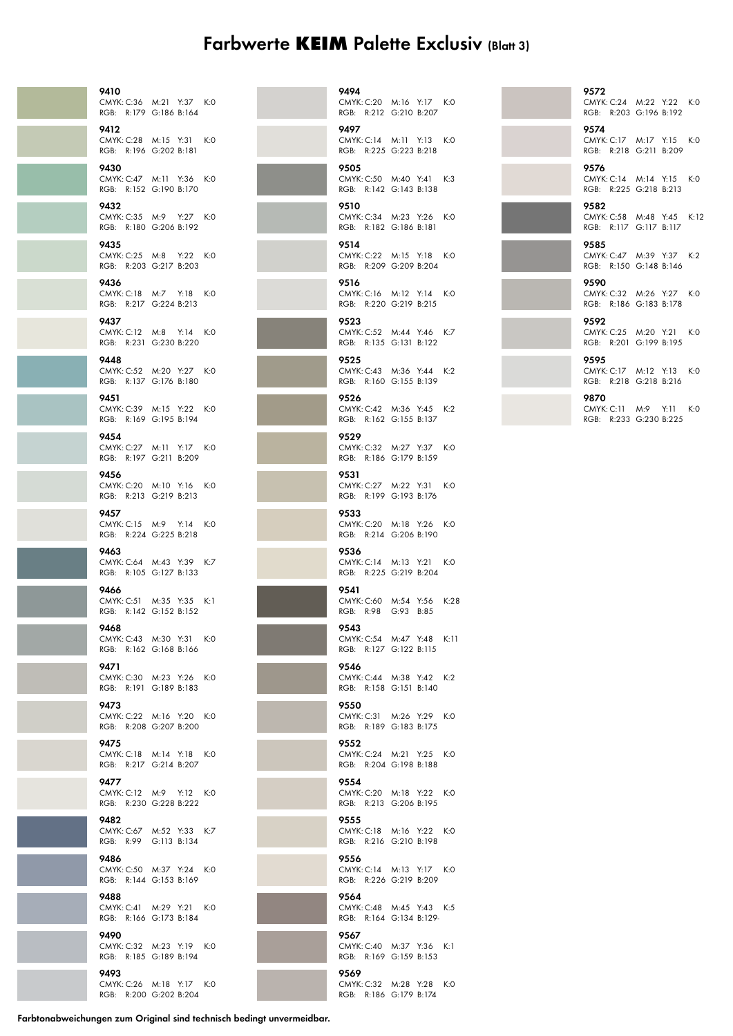# Farbwerte KEIM Palette Exclusiv (Blatt 3)

| Farbton | CMYK | RGB |
|---|---|---|
| 9410 | C:36 M:21 Y:37 K:0 | R:179 G:186 B:164 |
| 9412 | C:28 M:15 Y:31 K:0 | R:196 G:202 B:181 |
| 9430 | C:47 M:11 Y:36 K:0 | R:152 G:190 B:170 |
| 9432 | C:35 M:9 Y:27 K:0 | R:180 G:206 B:192 |
| 9435 | C:25 M:8 Y:22 K:0 | R:203 G:217 B:203 |
| 9436 | C:18 M:7 Y:18 K:0 | R:217 G:224 B:213 |
| 9437 | C:12 M:8 Y:14 K:0 | R:231 G:230 B:220 |
| 9448 | C:52 M:20 Y:27 K:0 | R:137 G:176 B:180 |
| 9451 | C:39 M:15 Y:22 K:0 | R:169 G:195 B:194 |
| 9454 | C:27 M:11 Y:17 K:0 | R:197 G:211 B:209 |
| 9456 | C:20 M:10 Y:16 K:0 | R:213 G:219 B:213 |
| 9457 | C:15 M:9 Y:14 K:0 | R:224 G:225 B:218 |
| 9463 | C:64 M:43 Y:39 K:7 | R:105 G:127 B:133 |
| 9466 | C:51 M:35 Y:35 K:1 | R:142 G:152 B:152 |
| 9468 | C:43 M:30 Y:31 K:0 | R:162 G:168 B:166 |
| 9471 | C:30 M:23 Y:26 K:0 | R:191 G:189 B:183 |
| 9473 | C:22 M:16 Y:20 K:0 | R:208 G:207 B:200 |
| 9475 | C:18 M:14 Y:18 K:0 | R:217 G:214 B:207 |
| 9477 | C:12 M:9 Y:12 K:0 | R:230 G:228 B:222 |
| 9482 | C:67 M:52 Y:33 K:7 | R:99 G:113 B:134 |
| 9486 | C:50 M:37 Y:24 K:0 | R:144 G:153 B:169 |
| 9488 | C:41 M:29 Y:21 K:0 | R:166 G:173 B:184 |
| 9490 | C:32 M:23 Y:19 K:0 | R:185 G:189 B:194 |
| 9493 | C:26 M:18 Y:17 K:0 | R:200 G:202 B:204 |
| 9494 | C:20 M:16 Y:17 K:0 | R:212 G:210 B:207 |
| 9497 | C:14 M:11 Y:13 K:0 | R:225 G:223 B:218 |
| 9505 | C:50 M:40 Y:41 K:3 | R:142 G:143 B:138 |
| 9510 | C:34 M:23 Y:26 K:0 | R:182 G:186 B:181 |
| 9514 | C:22 M:15 Y:18 K:0 | R:209 G:209 B:204 |
| 9516 | C:16 M:12 Y:14 K:0 | R:220 G:219 B:215 |
| 9523 | C:52 M:44 Y:46 K:7 | R:135 G:131 B:122 |
| 9525 | C:43 M:36 Y:44 K:2 | R:160 G:155 B:139 |
| 9526 | C:42 M:36 Y:45 K:2 | R:162 G:155 B:137 |
| 9529 | C:32 M:27 Y:37 K:0 | R:186 G:179 B:159 |
| 9531 | C:27 M:22 Y:31 K:0 | R:199 G:193 B:176 |
| 9533 | C:20 M:18 Y:26 K:0 | R:214 G:206 B:190 |
| 9536 | C:14 M:13 Y:21 K:0 | R:225 G:219 B:204 |
| 9541 | C:60 M:54 Y:56 K:28 | R:98 G:93 B:85 |
| 9543 | C:54 M:47 Y:48 K:11 | R:127 G:122 B:115 |
| 9546 | C:44 M:38 Y:42 K:2 | R:158 G:151 B:140 |
| 9550 | C:31 M:26 Y:29 K:0 | R:189 G:183 B:175 |
| 9552 | C:24 M:21 Y:25 K:0 | R:204 G:198 B:188 |
| 9554 | C:20 M:18 Y:22 K:0 | R:213 G:206 B:195 |
| 9555 | C:18 M:16 Y:22 K:0 | R:216 G:210 B:198 |
| 9556 | C:14 M:13 Y:17 K:0 | R:226 G:219 B:209 |
| 9564 | C:48 M:45 Y:43 K:5 | R:164 G:134 B:129- |
| 9567 | C:40 M:37 Y:36 K:1 | R:169 G:159 B:153 |
| 9569 | C:32 M:28 Y:28 K:0 | R:186 G:179 B:174 |
| 9572 | C:24 M:22 Y:22 K:0 | R:203 G:196 B:192 |
| 9574 | C:17 M:17 Y:15 K:0 | R:218 G:211 B:209 |
| 9576 | C:14 M:14 Y:15 K:0 | R:225 G:218 B:213 |
| 9582 | C:58 M:48 Y:45 K:12 | R:117 G:117 B:117 |
| 9585 | C:47 M:39 Y:37 K:2 | R:150 G:148 B:146 |
| 9590 | C:32 M:26 Y:27 K:0 | R:186 G:183 B:178 |
| 9592 | C:25 M:20 Y:21 K:0 | R:201 G:199 B:195 |
| 9595 | C:17 M:12 Y:13 K:0 | R:218 G:218 B:216 |
| 9870 | C:11 M:9 Y:11 K:0 | R:233 G:230 B:225 |

**Farbtonabweichungen zum Original sind technisch bedingt unvermeidbar.**